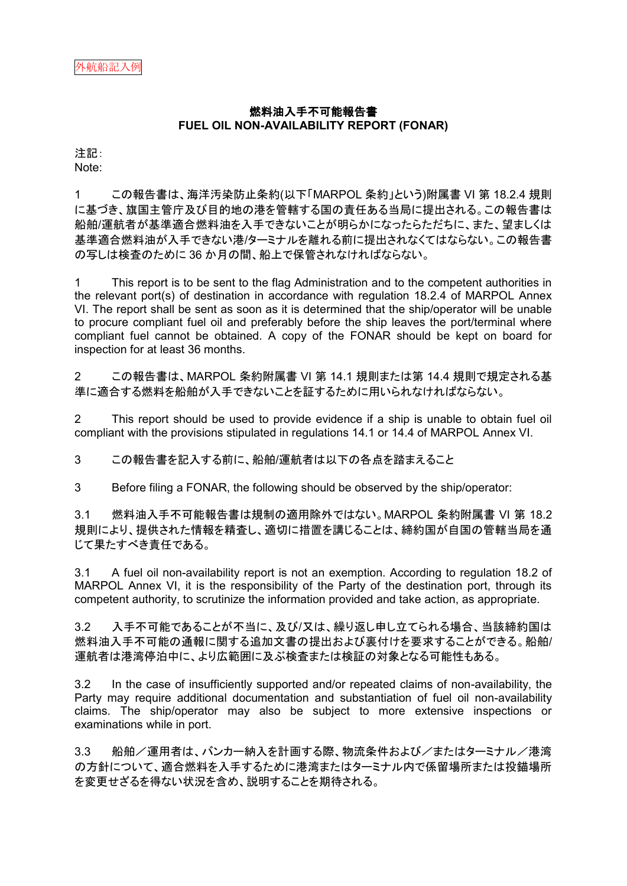外航船記入例

# 燃料油入手不可能報告書
# FUEL OIL NON-AVAILABILITY REPORT (FONAR)

注記：
Note:

1　　この報告書は、海洋汚染防止条約(以下「MARPOL 条約」という)附属書 VI 第 18.2.4 規則に基づき、旗国主管庁及び目的地の港を管轄する国の責任ある当局に提出される。この報告書は船舶/運航者が基準適合燃料油を入手できないことが明らかになったらただちに、また、望ましくは基準適合燃料油が入手できない港/ターミナルを離れる前に提出されなくてはならない。この報告書の写しは検査のために 36 か月の間、船上で保管されなければならない。

1　　This report is to be sent to the flag Administration and to the competent authorities in the relevant port(s) of destination in accordance with regulation 18.2.4 of MARPOL Annex VI. The report shall be sent as soon as it is determined that the ship/operator will be unable to procure compliant fuel oil and preferably before the ship leaves the port/terminal where compliant fuel cannot be obtained. A copy of the FONAR should be kept on board for inspection for at least 36 months.

2　　この報告書は、MARPOL 条約附属書 VI 第 14.1 規則または第 14.4 規則で規定される基準に適合する燃料を船舶が入手できないことを証するために用いられなければならない。

2　　This report should be used to provide evidence if a ship is unable to obtain fuel oil compliant with the provisions stipulated in regulations 14.1 or 14.4 of MARPOL Annex VI.

3　　この報告書を記入する前に、船舶/運航者は以下の各点を踏まえること

3　　Before filing a FONAR, the following should be observed by the ship/operator:

3.1　　燃料油入手不可能報告書は規制の適用除外ではない。MARPOL 条約附属書 VI 第 18.2 規則により、提供された情報を精査し、適切に措置を講じることは、締約国が自国の管轄当局を通じて果たすべき責任である。

3.1　　A fuel oil non-availability report is not an exemption. According to regulation 18.2 of MARPOL Annex VI, it is the responsibility of the Party of the destination port, through its competent authority, to scrutinize the information provided and take action, as appropriate.

3.2　　入手不可能であることが不当に、及び/又は、繰り返し申し立てられる場合、当該締約国は燃料油入手不可能の通報に関する追加文書の提出および裏付けを要求することができる。船舶/運航者は港湾停泊中に、より広範囲に及ぶ検査または検証の対象となる可能性もある。

3.2　　In the case of insufficiently supported and/or repeated claims of non-availability, the Party may require additional documentation and substantiation of fuel oil non-availability claims. The ship/operator may also be subject to more extensive inspections or examinations while in port.

3.3　　船舶／運用者は、バンカー納入を計画する際、物流条件および／またはターミナル／港湾の方針について、適合燃料を入手するために港湾またはターミナル内で係留場所または投錨場所を変更せざるを得ない状況を含め、説明することを期待される。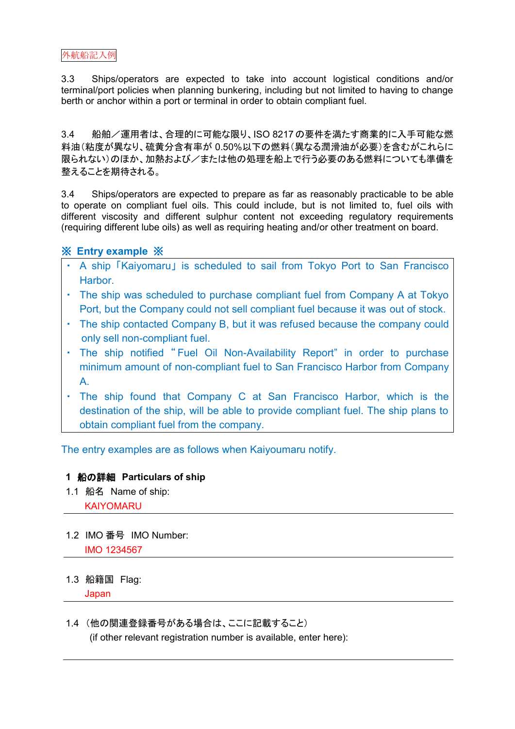外航船記入例

3.3 Ships/operators are expected to take into account logistical conditions and/or terminal/port policies when planning bunkering, including but not limited to having to change berth or anchor within a port or terminal in order to obtain compliant fuel.

3.4 船舶／運用者は、合理的に可能な限り、ISO 8217 の要件を満たす商業的に入手可能な燃料油（粘度が異なり、硫黄分含有率が 0.50%以下の燃料（異なる潤滑油が必要）を含むがこれらに限られない）のほか、加熱および／または他の処理を船上で行う必要のある燃料についても準備を整えることを期待される。

3.4 Ships/operators are expected to prepare as far as reasonably practicable to be able to operate on compliant fuel oils. This could include, but is not limited to, fuel oils with different viscosity and different sulphur content not exceeding regulatory requirements (requiring different lube oils) as well as requiring heating and/or other treatment on board.

**※ Entry example ※**

- A ship「Kaiyomaru」is scheduled to sail from Tokyo Port to San Francisco Harbor.
- The ship was scheduled to purchase compliant fuel from Company A at Tokyo Port, but the Company could not sell compliant fuel because it was out of stock.
- The ship contacted Company B, but it was refused because the company could only sell non-compliant fuel.
- The ship notified "Fuel Oil Non-Availability Report" in order to purchase minimum amount of non-compliant fuel to San Francisco Harbor from Company A.
- The ship found that Company C at San Francisco Harbor, which is the destination of the ship, will be able to provide compliant fuel. The ship plans to obtain compliant fuel from the company.

The entry examples are as follows when Kaiyoumaru notify.

**1 船の詳細 Particulars of ship**

1.1 船名 Name of ship:

KAIYOMARU

1.2 IMO 番号 IMO Number:

IMO 1234567

1.3 船籍国 Flag:

Japan

1.4 （他の関連登録番号がある場合は、ここに記載すること）
(if other relevant registration number is available, enter here):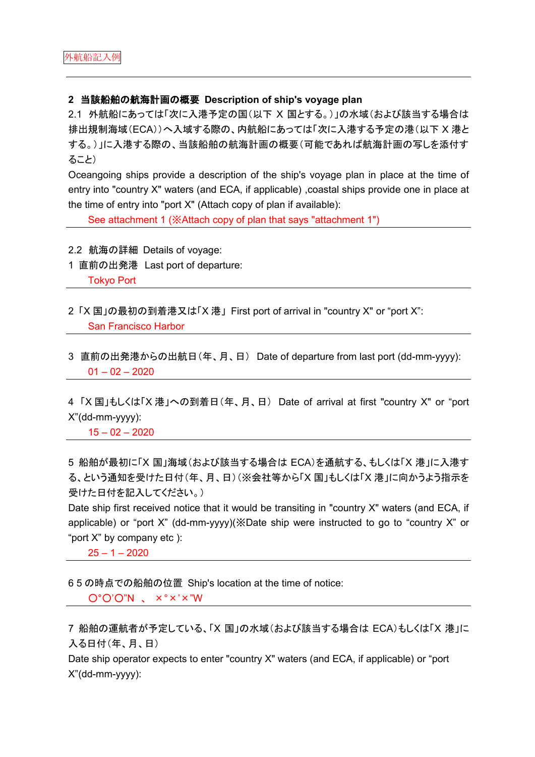外航船記入例

---

## 2 当該船舶の航海計画の概要 Description of ship's voyage plan

2.1 外航船にあっては「次に入港予定の国（以下 X 国とする。）」の水域（および該当する場合は排出規制海域（ECA））へ入域する際の、内航船にあっては「次に入港する予定の港（以下 X 港とする。）」に入港する際の、当該船舶の航海計画の概要（可能であれば航海計画の写しを添付すること）

Oceangoing ships provide a description of the ship's voyage plan in place at the time of entry into "country X" waters (and ECA, if applicable) ,coastal ships provide one in place at the time of entry into "port X" (Attach copy of plan if available):

See attachment 1 (※Attach copy of plan that says "attachment 1")

---

2.2 航海の詳細 Details of voyage:

1 直前の出発港 Last port of departure:

Tokyo Port

---

2 「X 国」の最初の到着港又は「X 港」 First port of arrival in "country X" or "port X":

San Francisco Harbor

---

3 直前の出発港からの出航日（年、月、日） Date of departure from last port (dd-mm-yyyy):

01 – 02 – 2020

---

4 「X 国」もしくは「X 港」への到着日（年、月、日） Date of arrival at first "country X" or "port X"(dd-mm-yyyy):

15 – 02 – 2020

---

5 船舶が最初に「X 国」海域（および該当する場合は ECA）を通航する、もしくは「X 港」に入港する、という通知を受けた日付（年、月、日）（※会社等から「X 国」もしくは「X 港」に向かうよう指示を受けた日付を記入してください。）

Date ship first received notice that it would be transiting in "country X" waters (and ECA, if applicable) or "port X" (dd-mm-yyyy)(※Date ship were instructed to go to "country X" or "port X" by company etc ):

25 – 1 – 2020

---

6 5 の時点での船舶の位置 Ship's location at the time of notice:

○°○'○"N 、 ×°×'×"W

---

7 船舶の運航者が予定している、「X 国」の水域（および該当する場合は ECA）もしくは「X 港」に入る日付（年、月、日）

Date ship operator expects to enter "country X" waters (and ECA, if applicable) or "port X"(dd-mm-yyyy):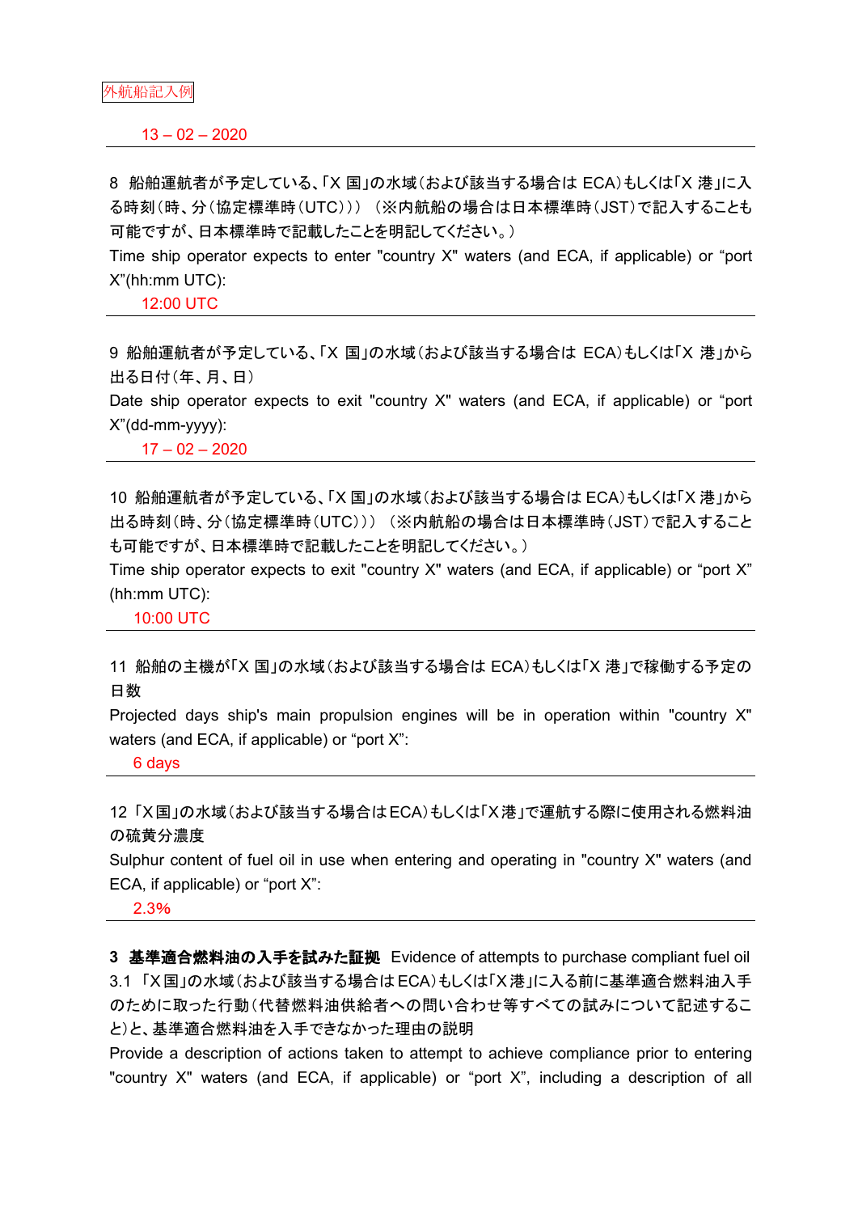外航船記入例

13 – 02 – 2020

---

8 船舶運航者が予定している、「X 国」の水域（および該当する場合は ECA）もしくは「X 港」に入る時刻（時、分（協定標準時（UTC）））（※内航船の場合は日本標準時（JST）で記入することも可能ですが、日本標準時で記載したことを明記してください。）

Time ship operator expects to enter "country X" waters (and ECA, if applicable) or “port X”(hh:mm UTC):

12:00 UTC

---

9 船舶運航者が予定している、「X 国」の水域（および該当する場合は ECA）もしくは「X 港」から出る日付（年、月、日）

Date ship operator expects to exit "country X" waters (and ECA, if applicable) or “port X”(dd-mm-yyyy):

17 – 02 – 2020

---

10 船舶運航者が予定している、「X 国」の水域（および該当する場合は ECA）もしくは「X 港」から出る時刻（時、分（協定標準時（UTC）））（※内航船の場合は日本標準時（JST）で記入することも可能ですが、日本標準時で記載したことを明記してください。）

Time ship operator expects to exit "country X" waters (and ECA, if applicable) or “port X” (hh:mm UTC):

10:00 UTC

---

11 船舶の主機が「X 国」の水域（および該当する場合は ECA）もしくは「X 港」で稼働する予定の日数

Projected days ship's main propulsion engines will be in operation within "country X" waters (and ECA, if applicable) or “port X”:

6 days

---

12 「X 国」の水域（および該当する場合は ECA）もしくは「X 港」で運航する際に使用される燃料油の硫黄分濃度

Sulphur content of fuel oil in use when entering and operating in "country X" waters (and ECA, if applicable) or “port X”:

2.3%

---

**3 基準適合燃料油の入手を試みた証拠** Evidence of attempts to purchase compliant fuel oil

3.1 「X 国」の水域（および該当する場合は ECA）もしくは「X 港」に入る前に基準適合燃料油入手のために取った行動（代替燃料油供給者への問い合わせ等すべての試みについて記述すること）と、基準適合燃料油を入手できなかった理由の説明

Provide a description of actions taken to attempt to achieve compliance prior to entering "country X" waters (and ECA, if applicable) or “port X”, including a description of all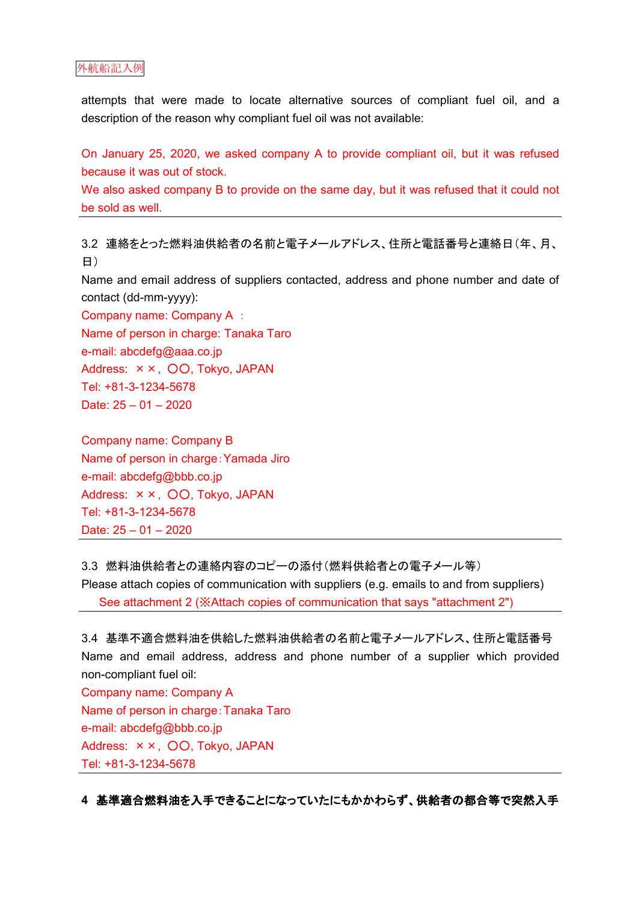外航船記入例

attempts that were made to locate alternative sources of compliant fuel oil, and a description of the reason why compliant fuel oil was not available:

On January 25, 2020, we asked company A to provide compliant oil, but it was refused because it was out of stock.
We also asked company B to provide on the same day, but it was refused that it could not be sold as well.

---

3.2 連絡をとった燃料油供給者の名前と電子メールアドレス、住所と電話番号と連絡日（年、月、日）
Name and email address of suppliers contacted, address and phone number and date of contact (dd-mm-yyyy):

Company name: Company A ：
Name of person in charge: Tanaka Taro
e-mail: abcdefg@aaa.co.jp
Address: ××, 〇〇, Tokyo, JAPAN
Tel: +81-3-1234-5678
Date: 25 – 01 – 2020

Company name: Company B
Name of person in charge：Yamada Jiro
e-mail: abcdefg@bbb.co.jp
Address: ××, 〇〇, Tokyo, JAPAN
Tel: +81-3-1234-5678
Date: 25 – 01 – 2020

---

3.3 燃料油供給者との連絡内容のコピーの添付（燃料供給者との電子メール等）
Please attach copies of communication with suppliers (e.g. emails to and from suppliers)
See attachment 2 (※Attach copies of communication that says "attachment 2")

---

3.4 基準不適合燃料油を供給した燃料油供給者の名前と電子メールアドレス、住所と電話番号
Name and email address, address and phone number of a supplier which provided non-compliant fuel oil:

Company name: Company A
Name of person in charge：Tanaka Taro
e-mail: abcdefg@bbb.co.jp
Address: ××, 〇〇, Tokyo, JAPAN
Tel: +81-3-1234-5678

---

**4 基準適合燃料油を入手できることになっていたにもかかわらず、供給者の都合等で突然入手**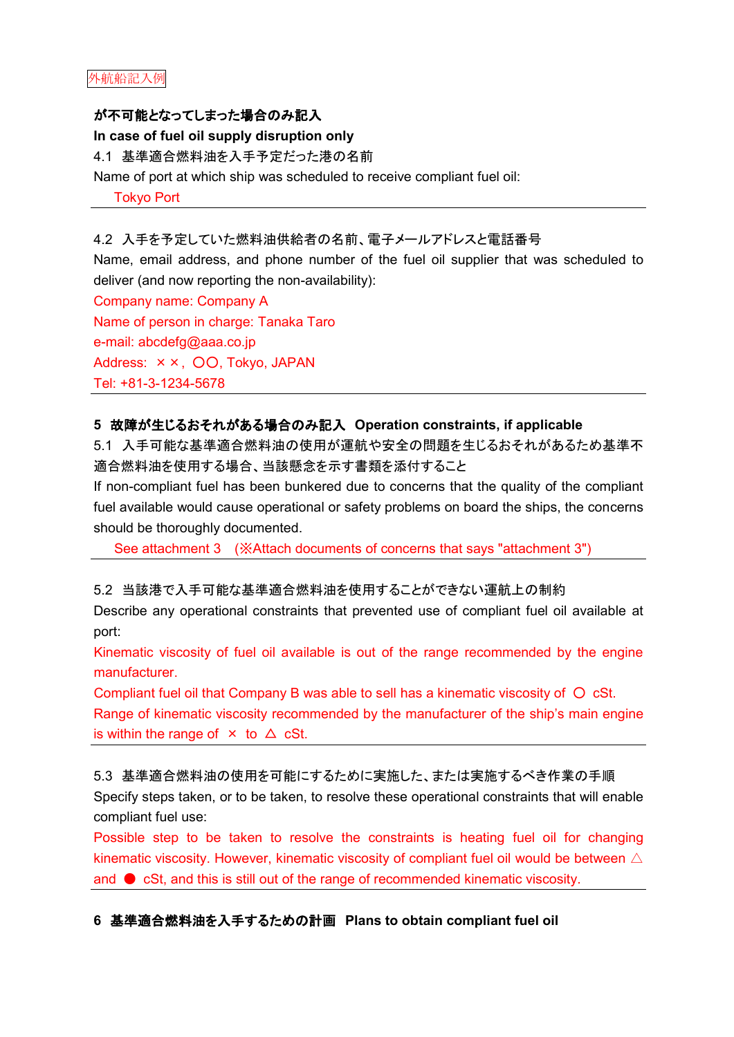外航船記入例

**が不可能となってしまった場合のみ記入**
**In case of fuel oil supply disruption only**

4.1 基準適合燃料油を入手予定だった港の名前
Name of port at which ship was scheduled to receive compliant fuel oil:

Tokyo Port

---

4.2 入手を予定していた燃料油供給者の名前、電子メールアドレスと電話番号
Name, email address, and phone number of the fuel oil supplier that was scheduled to deliver (and now reporting the non-availability):

Company name: Company A
Name of person in charge: Tanaka Taro
e-mail: abcdefg@aaa.co.jp
Address: ××, ○○, Tokyo, JAPAN
Tel: +81-3-1234-5678

---

## 5 故障が生じるおそれがある場合のみ記入 Operation constraints, if applicable

5.1 入手可能な基準適合燃料油の使用が運航や安全の問題を生じるおそれがあるため基準不適合燃料油を使用する場合、当該懸念を示す書類を添付すること
If non-compliant fuel has been bunkered due to concerns that the quality of the compliant fuel available would cause operational or safety problems on board the ships, the concerns should be thoroughly documented.

See attachment 3 (※Attach documents of concerns that says "attachment 3")

---

5.2 当該港で入手可能な基準適合燃料油を使用することができない運航上の制約
Describe any operational constraints that prevented use of compliant fuel oil available at port:

Kinematic viscosity of fuel oil available is out of the range recommended by the engine manufacturer.
Compliant fuel oil that Company B was able to sell has a kinematic viscosity of ○ cSt.
Range of kinematic viscosity recommended by the manufacturer of the ship's main engine is within the range of × to △ cSt.

---

5.3 基準適合燃料油の使用を可能にするために実施した、または実施するべき作業の手順
Specify steps taken, or to be taken, to resolve these operational constraints that will enable compliant fuel use:

Possible step to be taken to resolve the constraints is heating fuel oil for changing kinematic viscosity. However, kinematic viscosity of compliant fuel oil would be between △ and ● cSt, and this is still out of the range of recommended kinematic viscosity.

---

## 6 基準適合燃料油を入手するための計画 Plans to obtain compliant fuel oil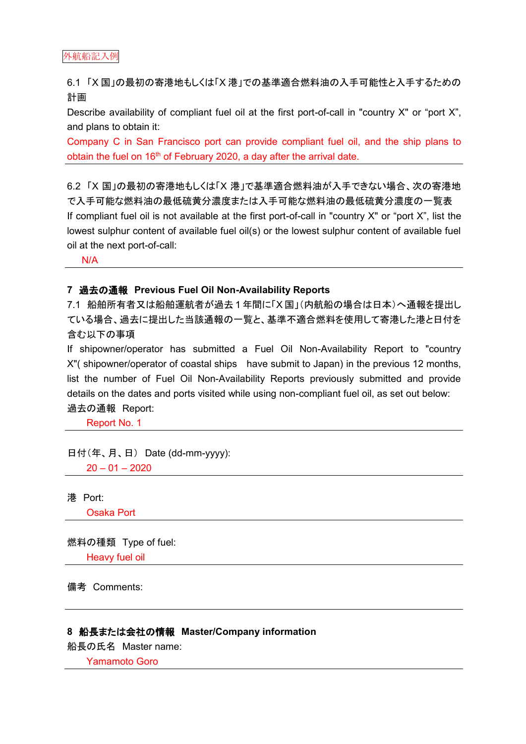外航船記入例

6.1 「X 国」の最初の寄港地もしくは「X 港」での基準適合燃料油の入手可能性と入手するための計画

Describe availability of compliant fuel oil at the first port-of-call in "country X" or “port X”, and plans to obtain it:

Company C in San Francisco port can provide compliant fuel oil, and the ship plans to obtain the fuel on 16th of February 2020, a day after the arrival date.

---

6.2 「X 国」の最初の寄港地もしくは「X 港」で基準適合燃料油が入手できない場合、次の寄港地で入手可能な燃料油の最低硫黄分濃度または入手可能な燃料油の最低硫黄分濃度の一覧表

If compliant fuel oil is not available at the first port-of-call in "country X" or “port X”, list the lowest sulphur content of available fuel oil(s) or the lowest sulphur content of available fuel oil at the next port-of-call:

N/A

---

**7 過去の通報 Previous Fuel Oil Non-Availability Reports**

7.1 船舶所有者又は船舶運航者が過去 1 年間に「X 国」(内航船の場合は日本)へ通報を提出している場合、過去に提出した当該通報の一覧と、基準不適合燃料を使用して寄港した港と日付を含む以下の事項

If shipowner/operator has submitted a Fuel Oil Non-Availability Report to "country X"( shipowner/operator of coastal ships have submit to Japan) in the previous 12 months, list the number of Fuel Oil Non-Availability Reports previously submitted and provide details on the dates and ports visited while using non-compliant fuel oil, as set out below:

過去の通報 Report:

Report No. 1

---

日付(年、月、日) Date (dd-mm-yyyy):

20 – 01 – 2020

---

港 Port:

Osaka Port

---

燃料の種類 Type of fuel:

Heavy fuel oil

---

備考 Comments:

---

**8 船長または会社の情報 Master/Company information**

船長の氏名 Master name:

Yamamoto Goro

---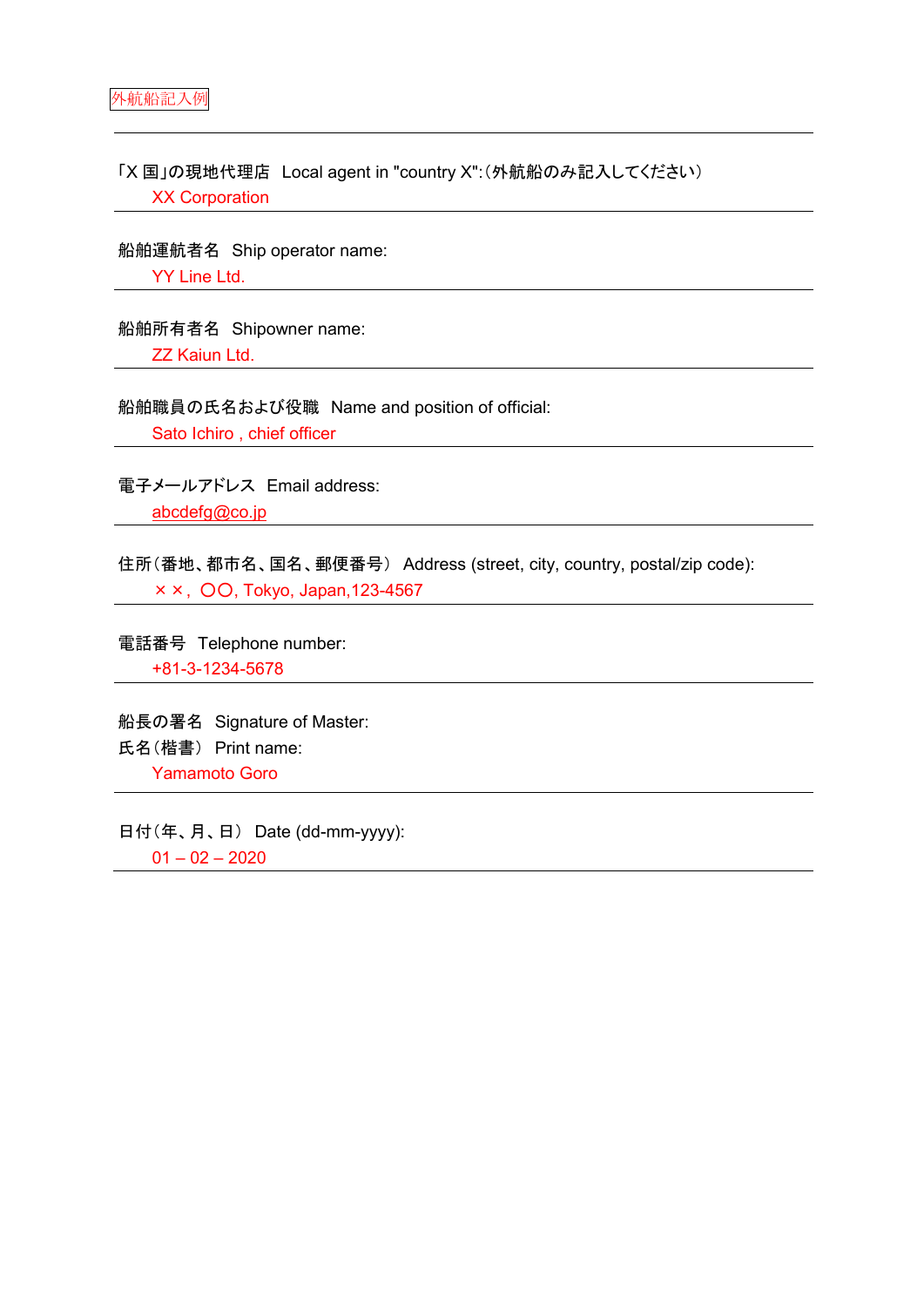外航船記入例

---

「X 国」の現地代理店　Local agent in "country X":（外航船のみ記入してください）

XX Corporation

---

船舶運航者名　Ship operator name:

YY Line Ltd.

---

船舶所有者名　Shipowner name:

ZZ Kaiun Ltd.

---

船舶職員の氏名および役職　Name and position of official:

Sato Ichiro , chief officer

---

電子メールアドレス　Email address:

abcdefg@co.jp

---

住所（番地、都市名、国名、郵便番号）　Address (street, city, country, postal/zip code):

××, ○○, Tokyo, Japan,123-4567

---

電話番号　Telephone number:

+81-3-1234-5678

---

船長の署名　Signature of Master:

氏名（楷書）　Print name:

Yamamoto Goro

---

日付（年、月、日）　Date (dd-mm-yyyy):

01 – 02 – 2020

---